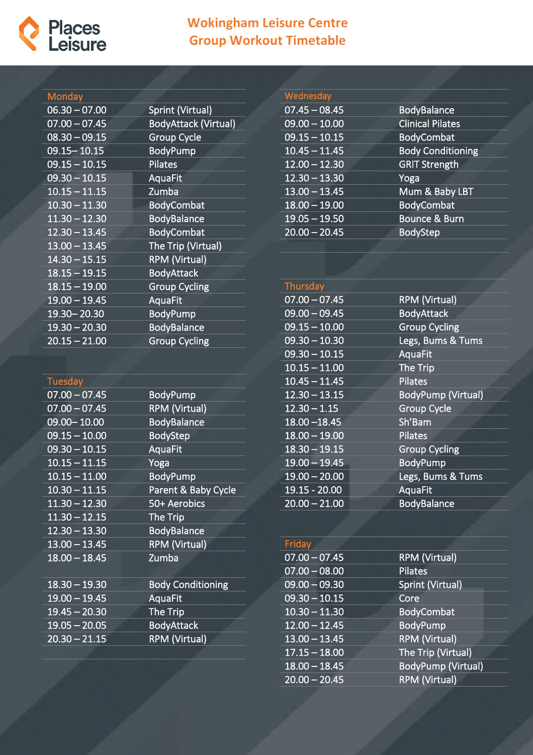# Wokingham Leisure Centre
## Group Workout Timetable

### Monday

| Time | Class |
|---|---|
| 06.30 – 07.00 | Sprint (Virtual) |
| 07.00 – 07.45 | BodyAttack (Virtual) |
| 08.30 – 09.15 | Group Cycle |
| 09.15– 10.15 | BodyPump |
| 09.15 – 10.15 | Pilates |
| 09.30 – 10.15 | AquaFit |
| 10.15 – 11.15 | Zumba |
| 10.30 – 11.30 | BodyCombat |
| 11.30 – 12.30 | BodyBalance |
| 12.30 – 13.45 | BodyCombat |
| 13.00 – 13.45 | The Trip (Virtual) |
| 14.30 – 15.15 | RPM (Virtual) |
| 18.15 – 19.15 | BodyAttack |
| 18.15 – 19.00 | Group Cycling |
| 19.00 – 19.45 | AquaFit |
| 19.30– 20.30 | BodyPump |
| 19.30 – 20.30 | BodyBalance |
| 20.15 – 21.00 | Group Cycling |

### Tuesday

| Time | Class |
|---|---|
| 07.00 – 07.45 | BodyPump |
| 07.00 – 07.45 | RPM (Virtual) |
| 09.00– 10.00 | BodyBalance |
| 09.15 – 10.00 | BodyStep |
| 09.30 – 10.15 | AquaFit |
| 10.15 – 11.15 | Yoga |
| 10.15 – 11.00 | BodyPump |
| 10.30 – 11.15 | Parent & Baby Cycle |
| 11.30 – 12.30 | 50+ Aerobics |
| 11.30 – 12.15 | The Trip |
| 12.30 – 13.30 | BodyBalance |
| 13.00 – 13.45 | RPM (Virtual) |
| 18.00 – 18.45 | Zumba |
| 18.30 – 19.30 | Body Conditioning |
| 19.00 – 19.45 | AquaFit |
| 19.45 – 20.30 | The Trip |
| 19.05 – 20.05 | BodyAttack |
| 20.30 – 21.15 | RPM (Virtual) |

### Wednesday

| Time | Class |
|---|---|
| 07.45 – 08.45 | BodyBalance |
| 09.00 – 10.00 | Clinical Pilates |
| 09.15 – 10.15 | BodyCombat |
| 10.45 – 11.45 | Body Conditioning |
| 12.00 – 12.30 | GRIT Strength |
| 12.30 – 13.30 | Yoga |
| 13.00 – 13.45 | Mum & Baby LBT |
| 18.00 – 19.00 | BodyCombat |
| 19.05 – 19.50 | Bounce & Burn |
| 20.00 – 20.45 | BodyStep |

### Thursday

| Time | Class |
|---|---|
| 07.00 – 07.45 | RPM (Virtual) |
| 09.00 – 09.45 | BodyAttack |
| 09.15 – 10.00 | Group Cycling |
| 09.30 – 10.30 | Legs, Bums & Tums |
| 09.30 – 10.15 | AquaFit |
| 10.15 – 11.00 | The Trip |
| 10.45 – 11.45 | Pilates |
| 12.30 – 13.15 | BodyPump (Virtual) |
| 12.30 – 1.15 | Group Cycle |
| 18.00 –18.45 | Sh'Bam |
| 18.00 – 19.00 | Pilates |
| 18.30 – 19.15 | Group Cycling |
| 19.00 – 19.45 | BodyPump |
| 19.00 – 20.00 | Legs, Bums & Tums |
| 19.15 - 20.00 | AquaFit |
| 20.00 – 21.00 | BodyBalance |

### Friday

| Time | Class |
|---|---|
| 07.00 – 07.45 | RPM (Virtual) |
| 07.00 – 08.00 | Pilates |
| 09.00 – 09.30 | Sprint (Virtual) |
| 09.30 – 10.15 | Core |
| 10.30 – 11.30 | BodyCombat |
| 12.00 – 12.45 | BodyPump |
| 13.00 – 13.45 | RPM (Virtual) |
| 17.15 – 18.00 | The Trip (Virtual) |
| 18.00 – 18.45 | BodyPump (Virtual) |
| 20.00 – 20.45 | RPM (Virtual) |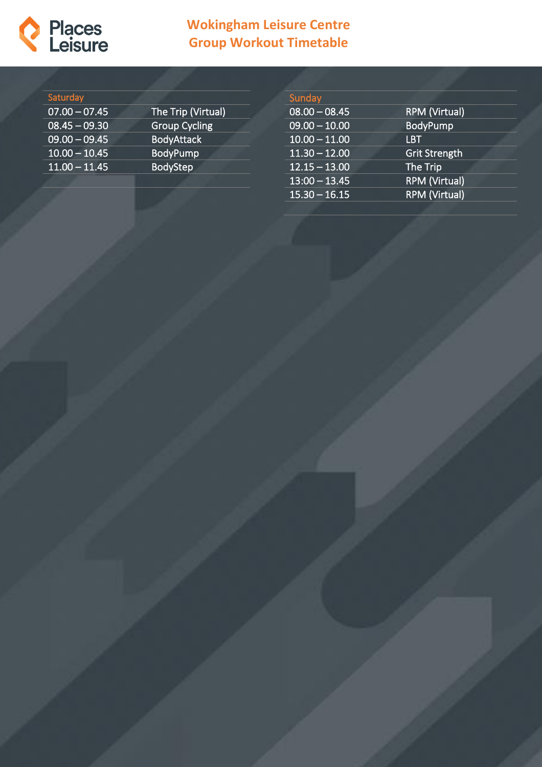# Wokingham Leisure Centre
## Group Workout Timetable

| Saturday | |
|---|---|
| 07.00 – 07.45 | The Trip (Virtual) |
| 08.45 – 09.30 | Group Cycling |
| 09.00 – 09.45 | BodyAttack |
| 10.00 – 10.45 | BodyPump |
| 11.00 – 11.45 | BodyStep |

| Sunday | |
|---|---|
| 08.00 – 08.45 | RPM (Virtual) |
| 09.00 – 10.00 | BodyPump |
| 10.00 – 11.00 | LBT |
| 11.30 – 12.00 | Grit Strength |
| 12.15 – 13.00 | The Trip |
| 13:00 – 13.45 | RPM (Virtual) |
| 15.30 – 16.15 | RPM (Virtual) |